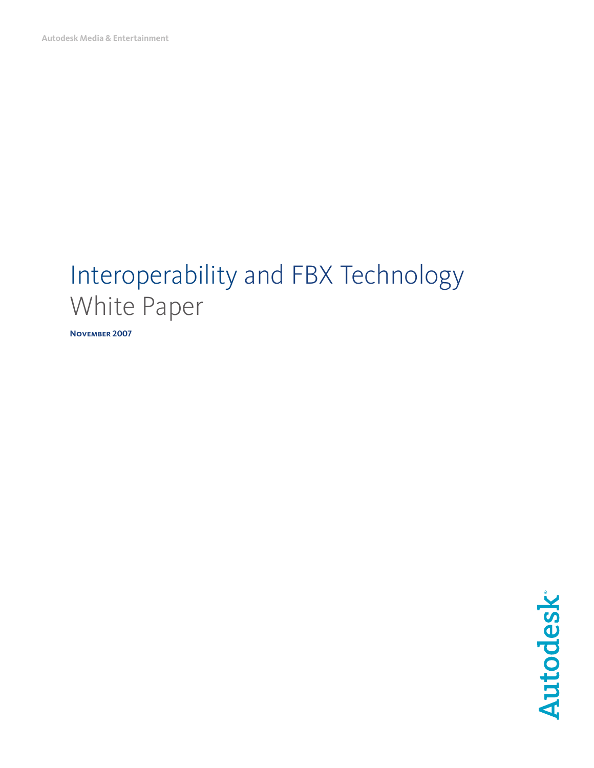Autodesk Media & Entertainment

# Interoperability and FBX Technology
## White Paper

**November 2007**

Autodesk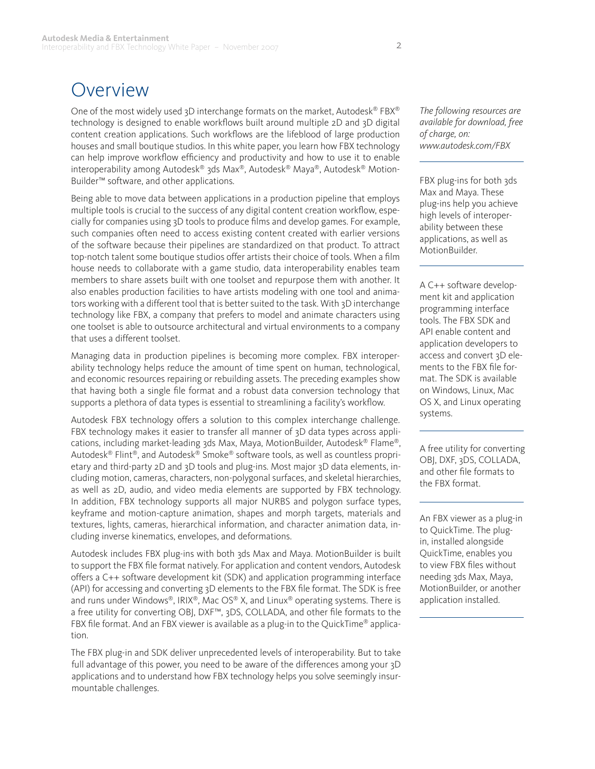# Overview

One of the most widely used 3D interchange formats on the market, Autodesk® FBX® technology is designed to enable workflows built around multiple 2D and 3D digital content creation applications. Such workflows are the lifeblood of large production houses and small boutique studios. In this white paper, you learn how FBX technology can help improve workflow efficiency and productivity and how to use it to enable interoperability among Autodesk® 3ds Max®, Autodesk® Maya®, Autodesk® MotionBuilder™ software, and other applications.

Being able to move data between applications in a production pipeline that employs multiple tools is crucial to the success of any digital content creation workflow, especially for companies using 3D tools to produce films and develop games. For example, such companies often need to access existing content created with earlier versions of the software because their pipelines are standardized on that product. To attract top-notch talent some boutique studios offer artists their choice of tools. When a film house needs to collaborate with a game studio, data interoperability enables team members to share assets built with one toolset and repurpose them with another. It also enables production facilities to have artists modeling with one tool and animators working with a different tool that is better suited to the task. With 3D interchange technology like FBX, a company that prefers to model and animate characters using one toolset is able to outsource architectural and virtual environments to a company that uses a different toolset.

Managing data in production pipelines is becoming more complex. FBX interoperability technology helps reduce the amount of time spent on human, technological, and economic resources repairing or rebuilding assets. The preceding examples show that having both a single file format and a robust data conversion technology that supports a plethora of data types is essential to streamlining a facility's workflow.

Autodesk FBX technology offers a solution to this complex interchange challenge. FBX technology makes it easier to transfer all manner of 3D data types across applications, including market-leading 3ds Max, Maya, MotionBuilder, Autodesk® Flame®, Autodesk® Flint®, and Autodesk® Smoke® software tools, as well as countless proprietary and third-party 2D and 3D tools and plug-ins. Most major 3D data elements, including motion, cameras, characters, non-polygonal surfaces, and skeletal hierarchies, as well as 2D, audio, and video media elements are supported by FBX technology. In addition, FBX technology supports all major NURBS and polygon surface types, keyframe and motion-capture animation, shapes and morph targets, materials and textures, lights, cameras, hierarchical information, and character animation data, including inverse kinematics, envelopes, and deformations.

Autodesk includes FBX plug-ins with both 3ds Max and Maya. MotionBuilder is built to support the FBX file format natively. For application and content vendors, Autodesk offers a C++ software development kit (SDK) and application programming interface (API) for accessing and converting 3D elements to the FBX file format. The SDK is free and runs under Windows®, IRIX®, Mac OS® X, and Linux® operating systems. There is a free utility for converting OBJ, DXF™, 3DS, COLLADA, and other file formats to the FBX file format. And an FBX viewer is available as a plug-in to the QuickTime® application.

The FBX plug-in and SDK deliver unprecedented levels of interoperability. But to take full advantage of this power, you need to be aware of the differences among your 3D applications and to understand how FBX technology helps you solve seemingly insurmountable challenges.

*The following resources are available for download, free of charge, on: www.autodesk.com/FBX*

---

FBX plug-ins for both 3ds Max and Maya. These plug-ins help you achieve high levels of interoperability between these applications, as well as MotionBuilder.

---

A C++ software development kit and application programming interface tools. The FBX SDK and API enable content and application developers to access and convert 3D elements to the FBX file format. The SDK is available on Windows, Linux, Mac OS X, and Linux operating systems.

---

A free utility for converting OBJ, DXF, 3DS, COLLADA, and other file formats to the FBX format.

---

An FBX viewer as a plug-in to QuickTime. The plug-in, installed alongside QuickTime, enables you to view FBX files without needing 3ds Max, Maya, MotionBuilder, or another application installed.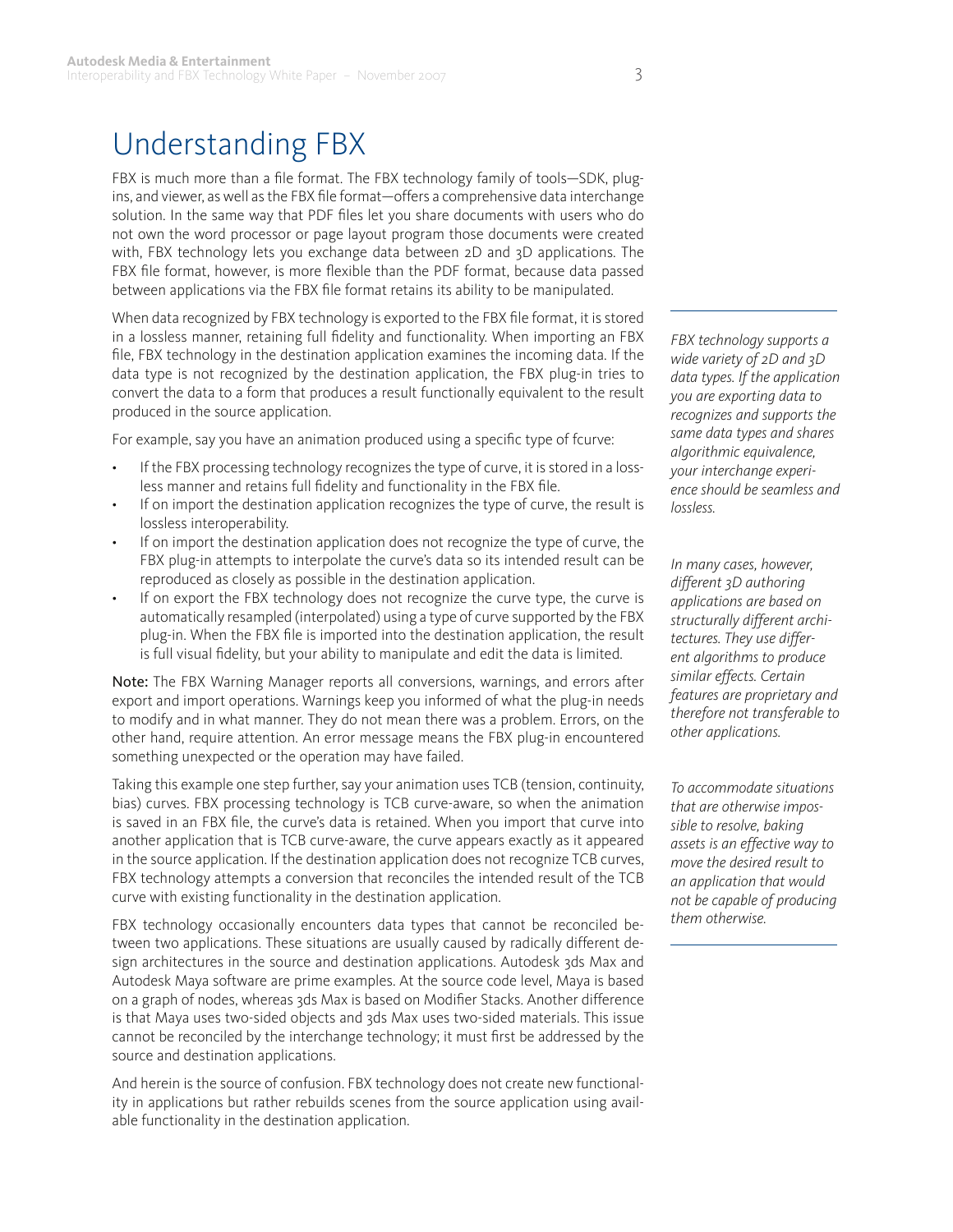# Understanding FBX

FBX is much more than a file format. The FBX technology family of tools—SDK, plug-ins, and viewer, as well as the FBX file format—offers a comprehensive data interchange solution. In the same way that PDF files let you share documents with users who do not own the word processor or page layout program those documents were created with, FBX technology lets you exchange data between 2D and 3D applications. The FBX file format, however, is more flexible than the PDF format, because data passed between applications via the FBX file format retains its ability to be manipulated.

When data recognized by FBX technology is exported to the FBX file format, it is stored in a lossless manner, retaining full fidelity and functionality. When importing an FBX file, FBX technology in the destination application examines the incoming data. If the data type is not recognized by the destination application, the FBX plug-in tries to convert the data to a form that produces a result functionally equivalent to the result produced in the source application.

For example, say you have an animation produced using a specific type of fcurve:

- If the FBX processing technology recognizes the type of curve, it is stored in a lossless manner and retains full fidelity and functionality in the FBX file.
- If on import the destination application recognizes the type of curve, the result is lossless interoperability.
- If on import the destination application does not recognize the type of curve, the FBX plug-in attempts to interpolate the curve's data so its intended result can be reproduced as closely as possible in the destination application.
- If on export the FBX technology does not recognize the curve type, the curve is automatically resampled (interpolated) using a type of curve supported by the FBX plug-in. When the FBX file is imported into the destination application, the result is full visual fidelity, but your ability to manipulate and edit the data is limited.

**Note:** The FBX Warning Manager reports all conversions, warnings, and errors after export and import operations. Warnings keep you informed of what the plug-in needs to modify and in what manner. They do not mean there was a problem. Errors, on the other hand, require attention. An error message means the FBX plug-in encountered something unexpected or the operation may have failed.

Taking this example one step further, say your animation uses TCB (tension, continuity, bias) curves. FBX processing technology is TCB curve-aware, so when the animation is saved in an FBX file, the curve's data is retained. When you import that curve into another application that is TCB curve-aware, the curve appears exactly as it appeared in the source application. If the destination application does not recognize TCB curves, FBX technology attempts a conversion that reconciles the intended result of the TCB curve with existing functionality in the destination application.

FBX technology occasionally encounters data types that cannot be reconciled between two applications. These situations are usually caused by radically different design architectures in the source and destination applications. Autodesk 3ds Max and Autodesk Maya software are prime examples. At the source code level, Maya is based on a graph of nodes, whereas 3ds Max is based on Modifier Stacks. Another difference is that Maya uses two-sided objects and 3ds Max uses two-sided materials. This issue cannot be reconciled by the interchange technology; it must first be addressed by the source and destination applications.

And herein is the source of confusion. FBX technology does not create new functionality in applications but rather rebuilds scenes from the source application using available functionality in the destination application.

*FBX technology supports a wide variety of 2D and 3D data types. If the application you are exporting data to recognizes and supports the same data types and shares algorithmic equivalence, your interchange experience should be seamless and lossless.*

*In many cases, however, different 3D authoring applications are based on structurally different architectures. They use different algorithms to produce similar effects. Certain features are proprietary and therefore not transferable to other applications.*

*To accommodate situations that are otherwise impossible to resolve, baking assets is an effective way to move the desired result to an application that would not be capable of producing them otherwise.*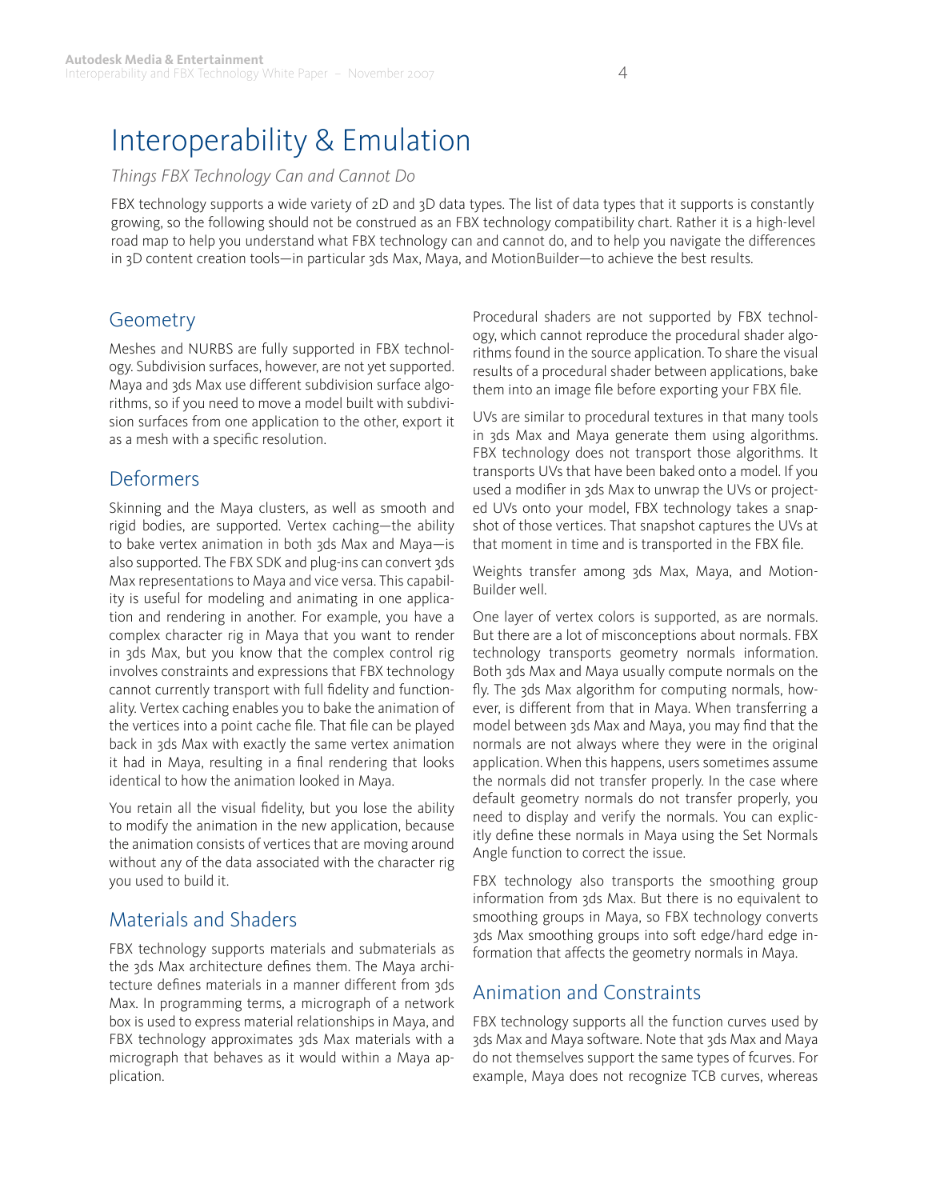# Interoperability & Emulation

*Things FBX Technology Can and Cannot Do*

FBX technology supports a wide variety of 2D and 3D data types. The list of data types that it supports is constantly growing, so the following should not be construed as an FBX technology compatibility chart. Rather it is a high-level road map to help you understand what FBX technology can and cannot do, and to help you navigate the differences in 3D content creation tools—in particular 3ds Max, Maya, and MotionBuilder—to achieve the best results.

## Geometry

Meshes and NURBS are fully supported in FBX technology. Subdivision surfaces, however, are not yet supported. Maya and 3ds Max use different subdivision surface algorithms, so if you need to move a model built with subdivision surfaces from one application to the other, export it as a mesh with a specific resolution.

## Deformers

Skinning and the Maya clusters, as well as smooth and rigid bodies, are supported. Vertex caching—the ability to bake vertex animation in both 3ds Max and Maya—is also supported. The FBX SDK and plug-ins can convert 3ds Max representations to Maya and vice versa. This capability is useful for modeling and animating in one application and rendering in another. For example, you have a complex character rig in Maya that you want to render in 3ds Max, but you know that the complex control rig involves constraints and expressions that FBX technology cannot currently transport with full fidelity and functionality. Vertex caching enables you to bake the animation of the vertices into a point cache file. That file can be played back in 3ds Max with exactly the same vertex animation it had in Maya, resulting in a final rendering that looks identical to how the animation looked in Maya.

You retain all the visual fidelity, but you lose the ability to modify the animation in the new application, because the animation consists of vertices that are moving around without any of the data associated with the character rig you used to build it.

## Materials and Shaders

FBX technology supports materials and submaterials as the 3ds Max architecture defines them. The Maya architecture defines materials in a manner different from 3ds Max. In programming terms, a micrograph of a network box is used to express material relationships in Maya, and FBX technology approximates 3ds Max materials with a micrograph that behaves as it would within a Maya application.

Procedural shaders are not supported by FBX technology, which cannot reproduce the procedural shader algorithms found in the source application. To share the visual results of a procedural shader between applications, bake them into an image file before exporting your FBX file.

UVs are similar to procedural textures in that many tools in 3ds Max and Maya generate them using algorithms. FBX technology does not transport those algorithms. It transports UVs that have been baked onto a model. If you used a modifier in 3ds Max to unwrap the UVs or projected UVs onto your model, FBX technology takes a snapshot of those vertices. That snapshot captures the UVs at that moment in time and is transported in the FBX file.

Weights transfer among 3ds Max, Maya, and MotionBuilder well.

One layer of vertex colors is supported, as are normals. But there are a lot of misconceptions about normals. FBX technology transports geometry normals information. Both 3ds Max and Maya usually compute normals on the fly. The 3ds Max algorithm for computing normals, however, is different from that in Maya. When transferring a model between 3ds Max and Maya, you may find that the normals are not always where they were in the original application. When this happens, users sometimes assume the normals did not transfer properly. In the case where default geometry normals do not transfer properly, you need to display and verify the normals. You can explicitly define these normals in Maya using the Set Normals Angle function to correct the issue.

FBX technology also transports the smoothing group information from 3ds Max. But there is no equivalent to smoothing groups in Maya, so FBX technology converts 3ds Max smoothing groups into soft edge/hard edge information that affects the geometry normals in Maya.

## Animation and Constraints

FBX technology supports all the function curves used by 3ds Max and Maya software. Note that 3ds Max and Maya do not themselves support the same types of fcurves. For example, Maya does not recognize TCB curves, whereas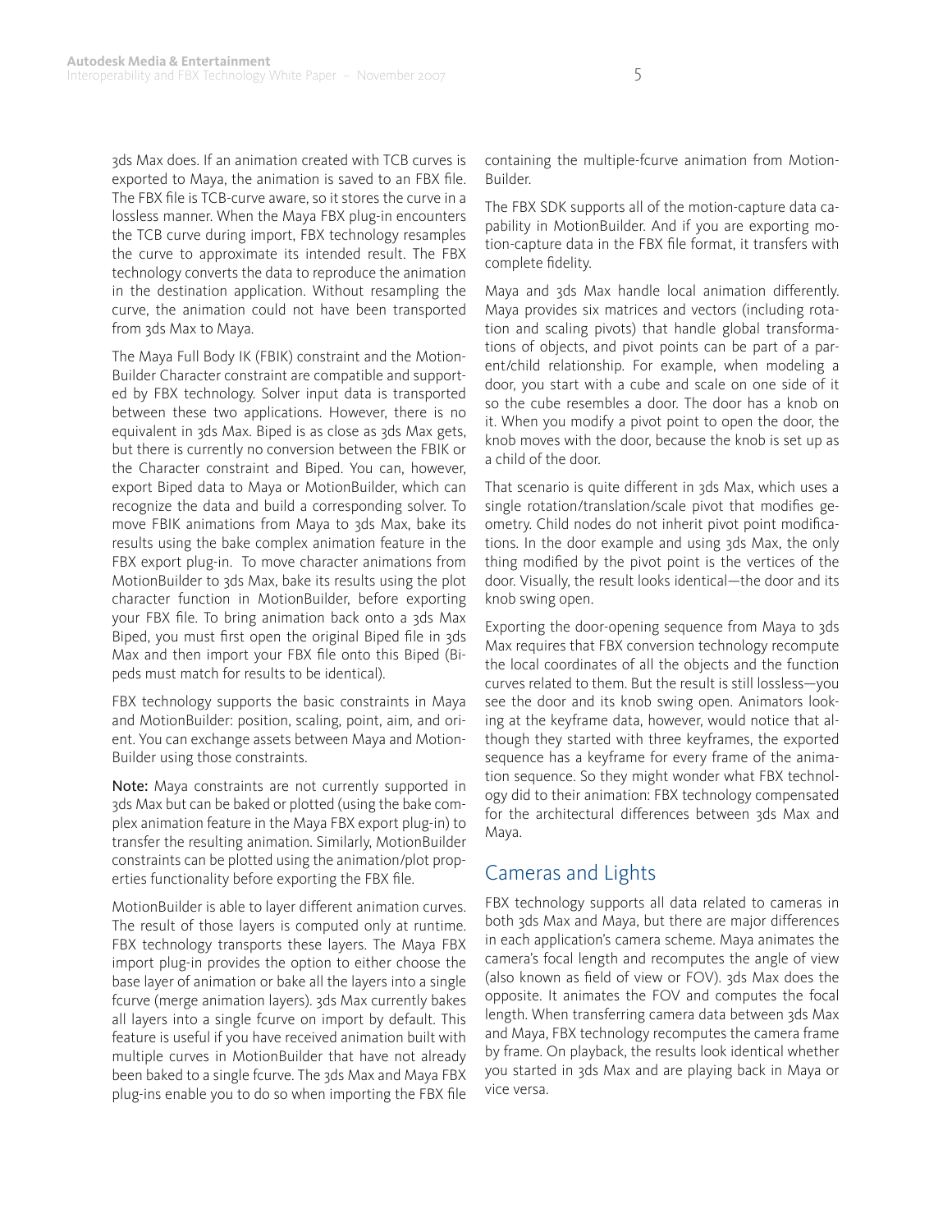3ds Max does. If an animation created with TCB curves is exported to Maya, the animation is saved to an FBX file. The FBX file is TCB-curve aware, so it stores the curve in a lossless manner. When the Maya FBX plug-in encounters the TCB curve during import, FBX technology resamples the curve to approximate its intended result. The FBX technology converts the data to reproduce the animation in the destination application. Without resampling the curve, the animation could not have been transported from 3ds Max to Maya.

The Maya Full Body IK (FBIK) constraint and the MotionBuilder Character constraint are compatible and supported by FBX technology. Solver input data is transported between these two applications. However, there is no equivalent in 3ds Max. Biped is as close as 3ds Max gets, but there is currently no conversion between the FBIK or the Character constraint and Biped. You can, however, export Biped data to Maya or MotionBuilder, which can recognize the data and build a corresponding solver. To move FBIK animations from Maya to 3ds Max, bake its results using the bake complex animation feature in the FBX export plug-in. To move character animations from MotionBuilder to 3ds Max, bake its results using the plot character function in MotionBuilder, before exporting your FBX file. To bring animation back onto a 3ds Max Biped, you must first open the original Biped file in 3ds Max and then import your FBX file onto this Biped (Bipeds must match for results to be identical).

FBX technology supports the basic constraints in Maya and MotionBuilder: position, scaling, point, aim, and orient. You can exchange assets between Maya and MotionBuilder using those constraints.

**Note:** Maya constraints are not currently supported in 3ds Max but can be baked or plotted (using the bake complex animation feature in the Maya FBX export plug-in) to transfer the resulting animation. Similarly, MotionBuilder constraints can be plotted using the animation/plot properties functionality before exporting the FBX file.

MotionBuilder is able to layer different animation curves. The result of those layers is computed only at runtime. FBX technology transports these layers. The Maya FBX import plug-in provides the option to either choose the base layer of animation or bake all the layers into a single fcurve (merge animation layers). 3ds Max currently bakes all layers into a single fcurve on import by default. This feature is useful if you have received animation built with multiple curves in MotionBuilder that have not already been baked to a single fcurve. The 3ds Max and Maya FBX plug-ins enable you to do so when importing the FBX file containing the multiple-fcurve animation from MotionBuilder.

The FBX SDK supports all of the motion-capture data capability in MotionBuilder. And if you are exporting motion-capture data in the FBX file format, it transfers with complete fidelity.

Maya and 3ds Max handle local animation differently. Maya provides six matrices and vectors (including rotation and scaling pivots) that handle global transformations of objects, and pivot points can be part of a parent/child relationship. For example, when modeling a door, you start with a cube and scale on one side of it so the cube resembles a door. The door has a knob on it. When you modify a pivot point to open the door, the knob moves with the door, because the knob is set up as a child of the door.

That scenario is quite different in 3ds Max, which uses a single rotation/translation/scale pivot that modifies geometry. Child nodes do not inherit pivot point modifications. In the door example and using 3ds Max, the only thing modified by the pivot point is the vertices of the door. Visually, the result looks identical—the door and its knob swing open.

Exporting the door-opening sequence from Maya to 3ds Max requires that FBX conversion technology recompute the local coordinates of all the objects and the function curves related to them. But the result is still lossless—you see the door and its knob swing open. Animators looking at the keyframe data, however, would notice that although they started with three keyframes, the exported sequence has a keyframe for every frame of the animation sequence. So they might wonder what FBX technology did to their animation: FBX technology compensated for the architectural differences between 3ds Max and Maya.

## Cameras and Lights

FBX technology supports all data related to cameras in both 3ds Max and Maya, but there are major differences in each application's camera scheme. Maya animates the camera's focal length and recomputes the angle of view (also known as field of view or FOV). 3ds Max does the opposite. It animates the FOV and computes the focal length. When transferring camera data between 3ds Max and Maya, FBX technology recomputes the camera frame by frame. On playback, the results look identical whether you started in 3ds Max and are playing back in Maya or vice versa.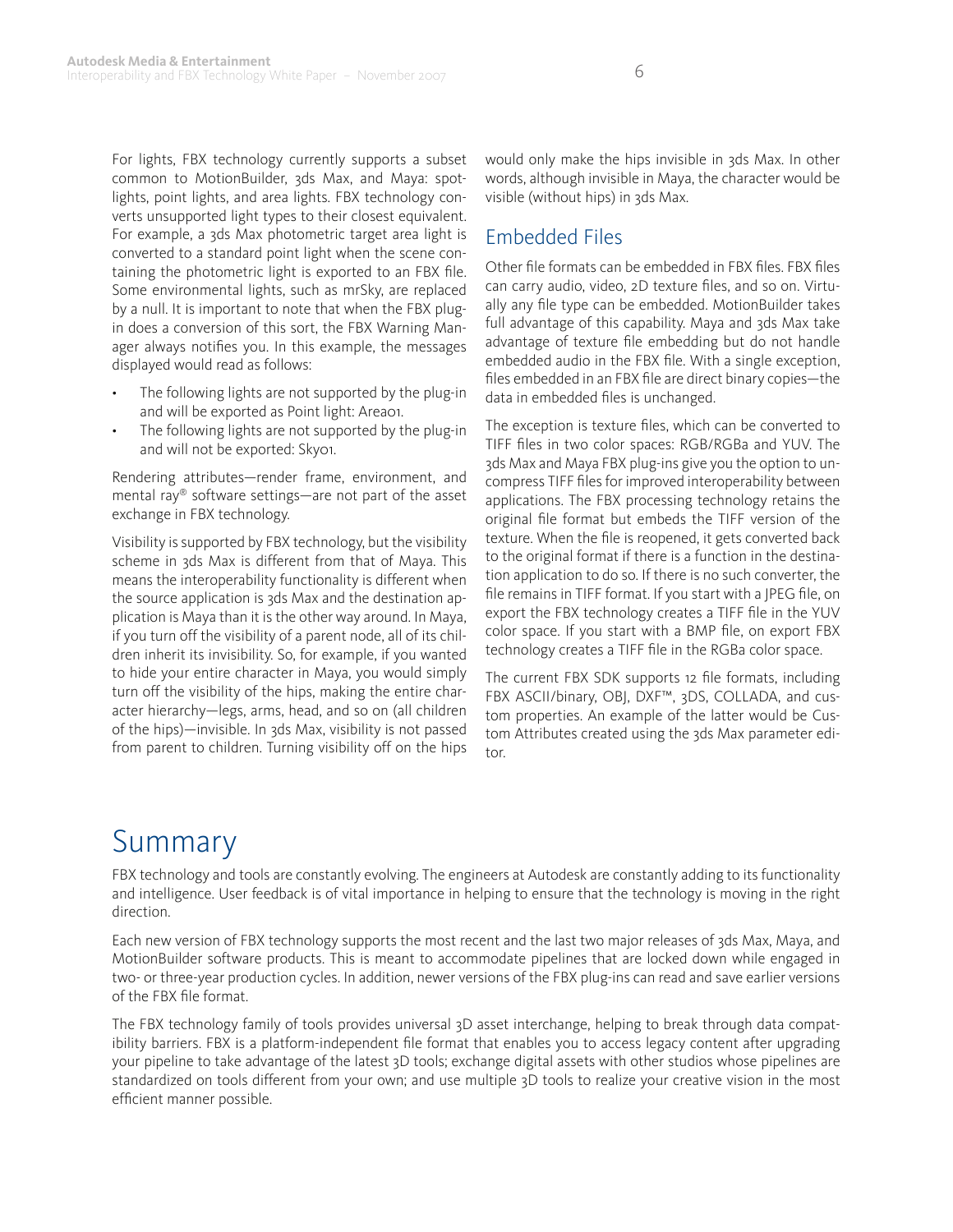For lights, FBX technology currently supports a subset common to MotionBuilder, 3ds Max, and Maya: spotlights, point lights, and area lights. FBX technology converts unsupported light types to their closest equivalent. For example, a 3ds Max photometric target area light is converted to a standard point light when the scene containing the photometric light is exported to an FBX file. Some environmental lights, such as mrSky, are replaced by a null. It is important to note that when the FBX plug-in does a conversion of this sort, the FBX Warning Manager always notifies you. In this example, the messages displayed would read as follows:

- The following lights are not supported by the plug-in and will be exported as Point light: Area01.
- The following lights are not supported by the plug-in and will not be exported: Sky01.

Rendering attributes—render frame, environment, and mental ray® software settings—are not part of the asset exchange in FBX technology.

Visibility is supported by FBX technology, but the visibility scheme in 3ds Max is different from that of Maya. This means the interoperability functionality is different when the source application is 3ds Max and the destination application is Maya than it is the other way around. In Maya, if you turn off the visibility of a parent node, all of its children inherit its invisibility. So, for example, if you wanted to hide your entire character in Maya, you would simply turn off the visibility of the hips, making the entire character hierarchy—legs, arms, head, and so on (all children of the hips)—invisible. In 3ds Max, visibility is not passed from parent to children. Turning visibility off on the hips would only make the hips invisible in 3ds Max. In other words, although invisible in Maya, the character would be visible (without hips) in 3ds Max.

## Embedded Files

Other file formats can be embedded in FBX files. FBX files can carry audio, video, 2D texture files, and so on. Virtually any file type can be embedded. MotionBuilder takes full advantage of this capability. Maya and 3ds Max take advantage of texture file embedding but do not handle embedded audio in the FBX file. With a single exception, files embedded in an FBX file are direct binary copies—the data in embedded files is unchanged.

The exception is texture files, which can be converted to TIFF files in two color spaces: RGB/RGBa and YUV. The 3ds Max and Maya FBX plug-ins give you the option to uncompress TIFF files for improved interoperability between applications. The FBX processing technology retains the original file format but embeds the TIFF version of the texture. When the file is reopened, it gets converted back to the original format if there is a function in the destination application to do so. If there is no such converter, the file remains in TIFF format. If you start with a JPEG file, on export the FBX technology creates a TIFF file in the YUV color space. If you start with a BMP file, on export FBX technology creates a TIFF file in the RGBa color space.

The current FBX SDK supports 12 file formats, including FBX ASCII/binary, OBJ, DXF™, 3DS, COLLADA, and custom properties. An example of the latter would be Custom Attributes created using the 3ds Max parameter editor.

# Summary

FBX technology and tools are constantly evolving. The engineers at Autodesk are constantly adding to its functionality and intelligence. User feedback is of vital importance in helping to ensure that the technology is moving in the right direction.

Each new version of FBX technology supports the most recent and the last two major releases of 3ds Max, Maya, and MotionBuilder software products. This is meant to accommodate pipelines that are locked down while engaged in two- or three-year production cycles. In addition, newer versions of the FBX plug-ins can read and save earlier versions of the FBX file format.

The FBX technology family of tools provides universal 3D asset interchange, helping to break through data compatibility barriers. FBX is a platform-independent file format that enables you to access legacy content after upgrading your pipeline to take advantage of the latest 3D tools; exchange digital assets with other studios whose pipelines are standardized on tools different from your own; and use multiple 3D tools to realize your creative vision in the most efficient manner possible.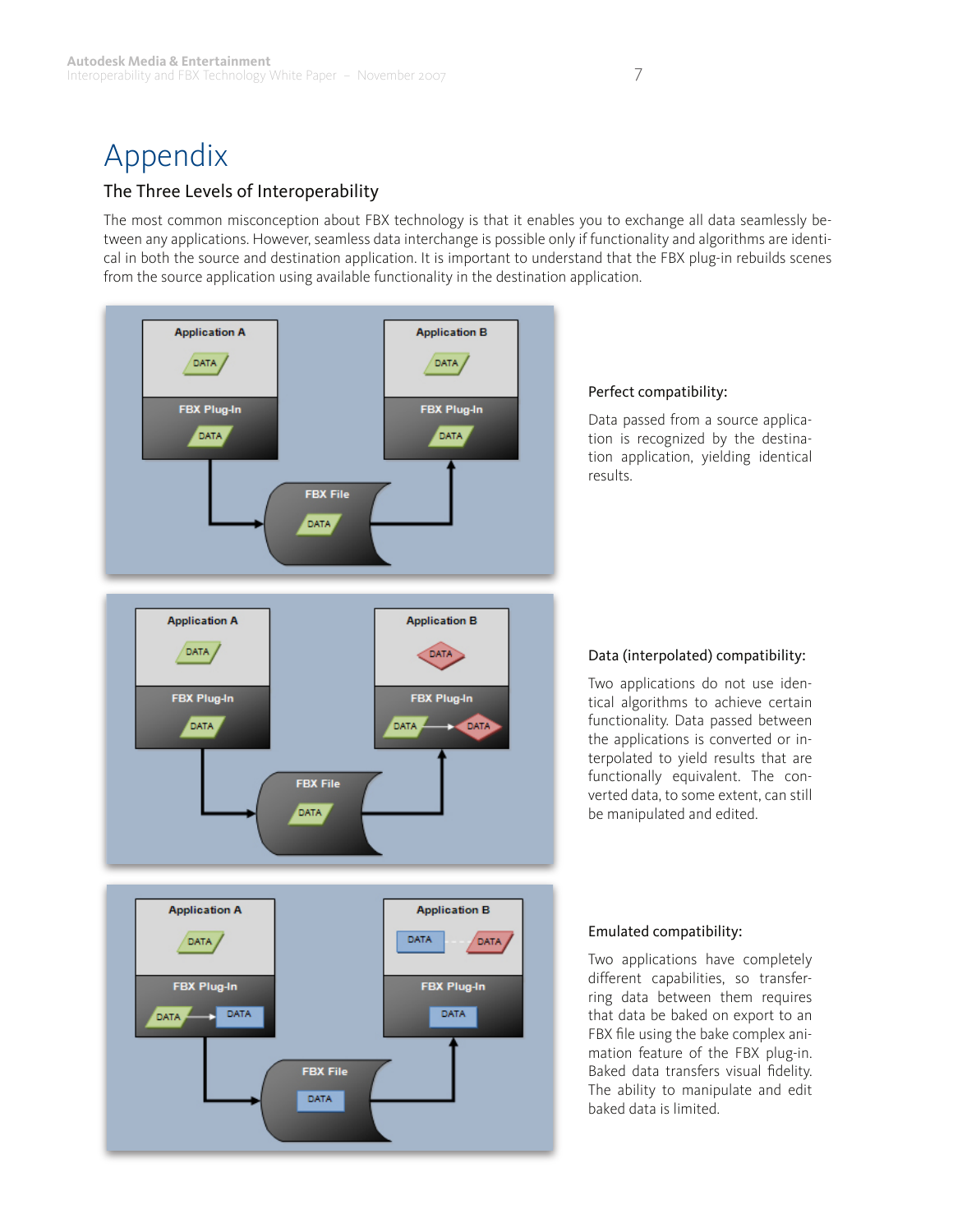# Appendix

## The Three Levels of Interoperability

The most common misconception about FBX technology is that it enables you to exchange all data seamlessly between any applications. However, seamless data interchange is possible only if functionality and algorithms are identical in both the source and destination application. It is important to understand that the FBX plug-in rebuilds scenes from the source application using available functionality in the destination application.

### Perfect compatibility:

Data passed from a source application is recognized by the destination application, yielding identical results.

### Data (interpolated) compatibility:

Two applications do not use identical algorithms to achieve certain functionality. Data passed between the applications is converted or interpolated to yield results that are functionally equivalent. The converted data, to some extent, can still be manipulated and edited.

### Emulated compatibility:

Two applications have completely different capabilities, so transferring data between them requires that data be baked on export to an FBX file using the bake complex animation feature of the FBX plug-in. Baked data transfers visual fidelity. The ability to manipulate and edit baked data is limited.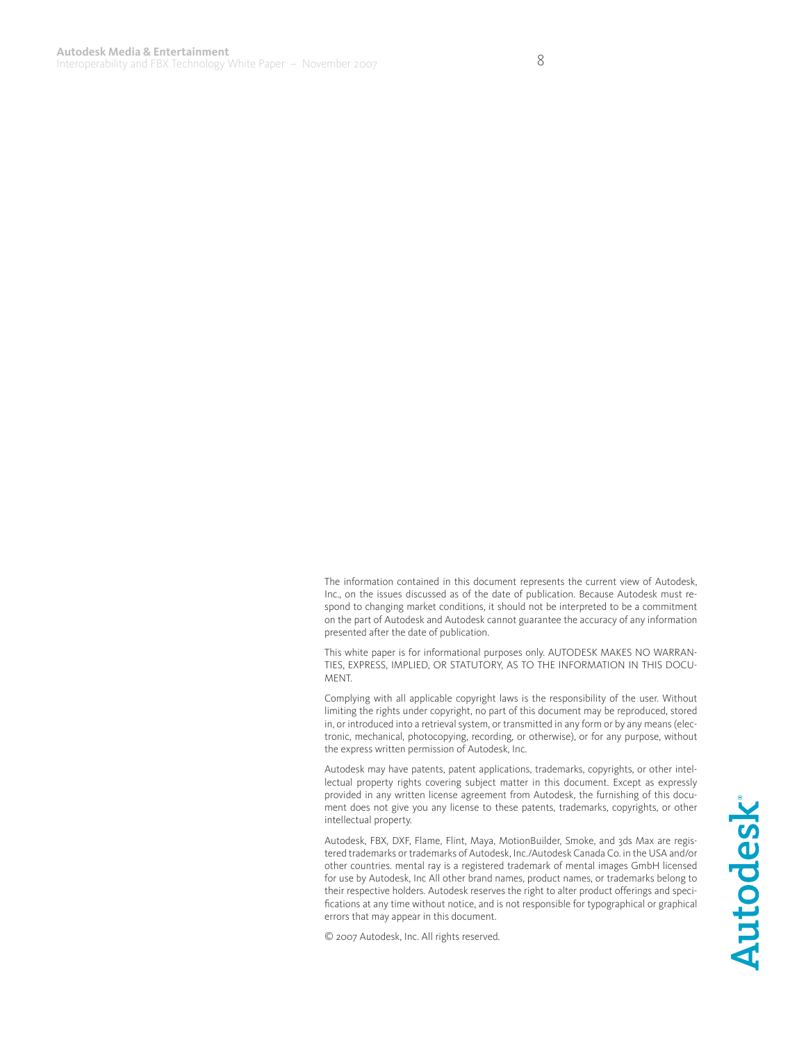The information contained in this document represents the current view of Autodesk, Inc., on the issues discussed as of the date of publication. Because Autodesk must respond to changing market conditions, it should not be interpreted to be a commitment on the part of Autodesk and Autodesk cannot guarantee the accuracy of any information presented after the date of publication.

This white paper is for informational purposes only. AUTODESK MAKES NO WARRANTIES, EXPRESS, IMPLIED, OR STATUTORY, AS TO THE INFORMATION IN THIS DOCUMENT.

Complying with all applicable copyright laws is the responsibility of the user. Without limiting the rights under copyright, no part of this document may be reproduced, stored in, or introduced into a retrieval system, or transmitted in any form or by any means (electronic, mechanical, photocopying, recording, or otherwise), or for any purpose, without the express written permission of Autodesk, Inc.

Autodesk may have patents, patent applications, trademarks, copyrights, or other intellectual property rights covering subject matter in this document. Except as expressly provided in any written license agreement from Autodesk, the furnishing of this document does not give you any license to these patents, trademarks, copyrights, or other intellectual property.

Autodesk, FBX, DXF, Flame, Flint, Maya, MotionBuilder, Smoke, and 3ds Max are registered trademarks or trademarks of Autodesk, Inc./Autodesk Canada Co. in the USA and/or other countries. mental ray is a registered trademark of mental images GmbH licensed for use by Autodesk, Inc All other brand names, product names, or trademarks belong to their respective holders. Autodesk reserves the right to alter product offerings and specifications at any time without notice, and is not responsible for typographical or graphical errors that may appear in this document.

© 2007 Autodesk, Inc. All rights reserved.

Autodesk®